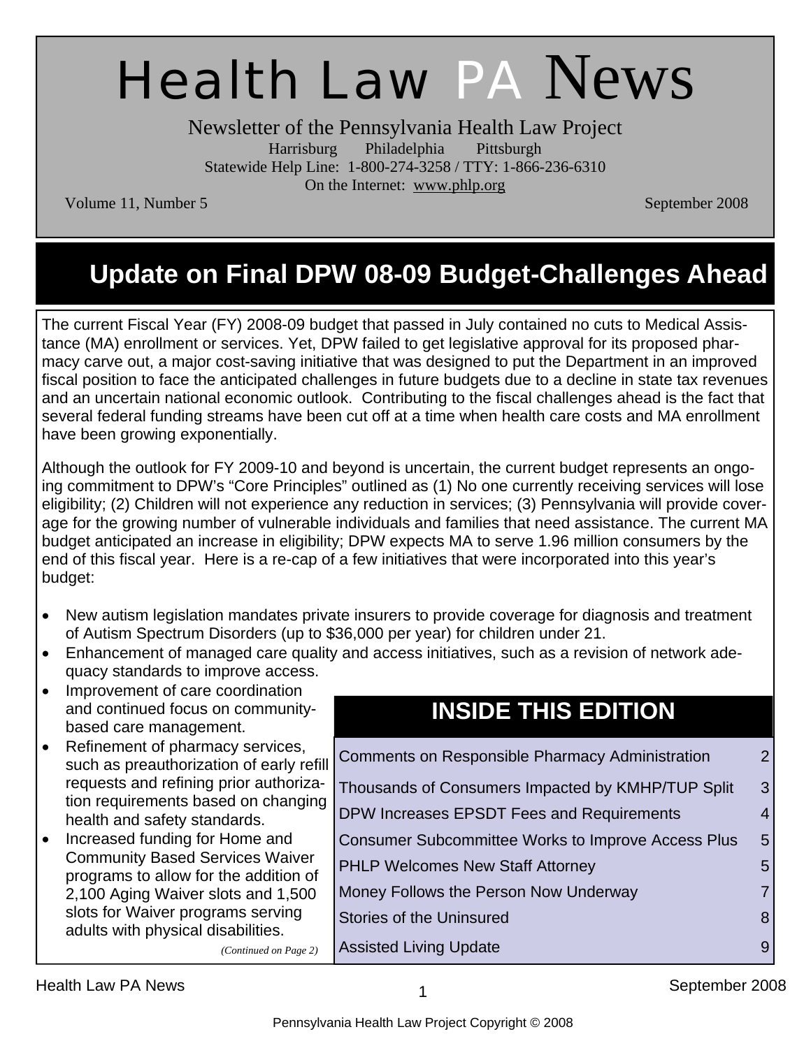# Health Law PA News

Newsletter of the Pennsylvania Health Law Project

Harrisburg Philadelphia Pittsburgh

Statewide Help Line: 1-800-274-3258 / TTY: 1-866-236-6310

On the Internet: www.phlp.org

Volume 11, Number 5 September 2008

## Update on Final DPW 08-09 Budget-Challenges Ahead

The current Fiscal Year (FY) 2008-09 budget that passed in July contained no cuts to Medical Assistance (MA) enrollment or services. Yet, DPW failed to get legislative approval for its proposed pharmacy carve out, a major cost-saving initiative that was designed to put the Department in an improved fiscal position to face the anticipated challenges in future budgets due to a decline in state tax revenues and an uncertain national economic outlook. Contributing to the fiscal challenges ahead is the fact that several federal funding streams have been cut off at a time when health care costs and MA enrollment have been growing exponentially.

Although the outlook for FY 2009-10 and beyond is uncertain, the current budget represents an ongoing commitment to DPW's "Core Principles" outlined as (1) No one currently receiving services will lose eligibility; (2) Children will not experience any reduction in services; (3) Pennsylvania will provide coverage for the growing number of vulnerable individuals and families that need assistance. The current MA budget anticipated an increase in eligibility; DPW expects MA to serve 1.96 million consumers by the end of this fiscal year. Here is a re-cap of a few initiatives that were incorporated into this year's budget:

- New autism legislation mandates private insurers to provide coverage for diagnosis and treatment of Autism Spectrum Disorders (up to $36,000 per year) for children under 21.
- Enhancement of managed care quality and access initiatives, such as a revision of network adequacy standards to improve access.
- Improvement of care coordination and continued focus on community-based care management.
- Refinement of pharmacy services, such as preauthorization of early refill requests and refining prior authorization requirements based on changing health and safety standards.
- Increased funding for Home and Community Based Services Waiver programs to allow for the addition of 2,100 Aging Waiver slots and 1,500 slots for Waiver programs serving adults with physical disabilities.

*(Continued on Page 2)*

## INSIDE THIS EDITION

| | |
|---|---|
| Comments on Responsible Pharmacy Administration | 2 |
| Thousands of Consumers Impacted by KMHP/TUP Split | 3 |
| DPW Increases EPSDT Fees and Requirements | 4 |
| Consumer Subcommittee Works to Improve Access Plus | 5 |
| PHLP Welcomes New Staff Attorney | 5 |
| Money Follows the Person Now Underway | 7 |
| Stories of the Uninsured | 8 |
| Assisted Living Update | 9 |

Pennsylvania Health Law Project Copyright © 2008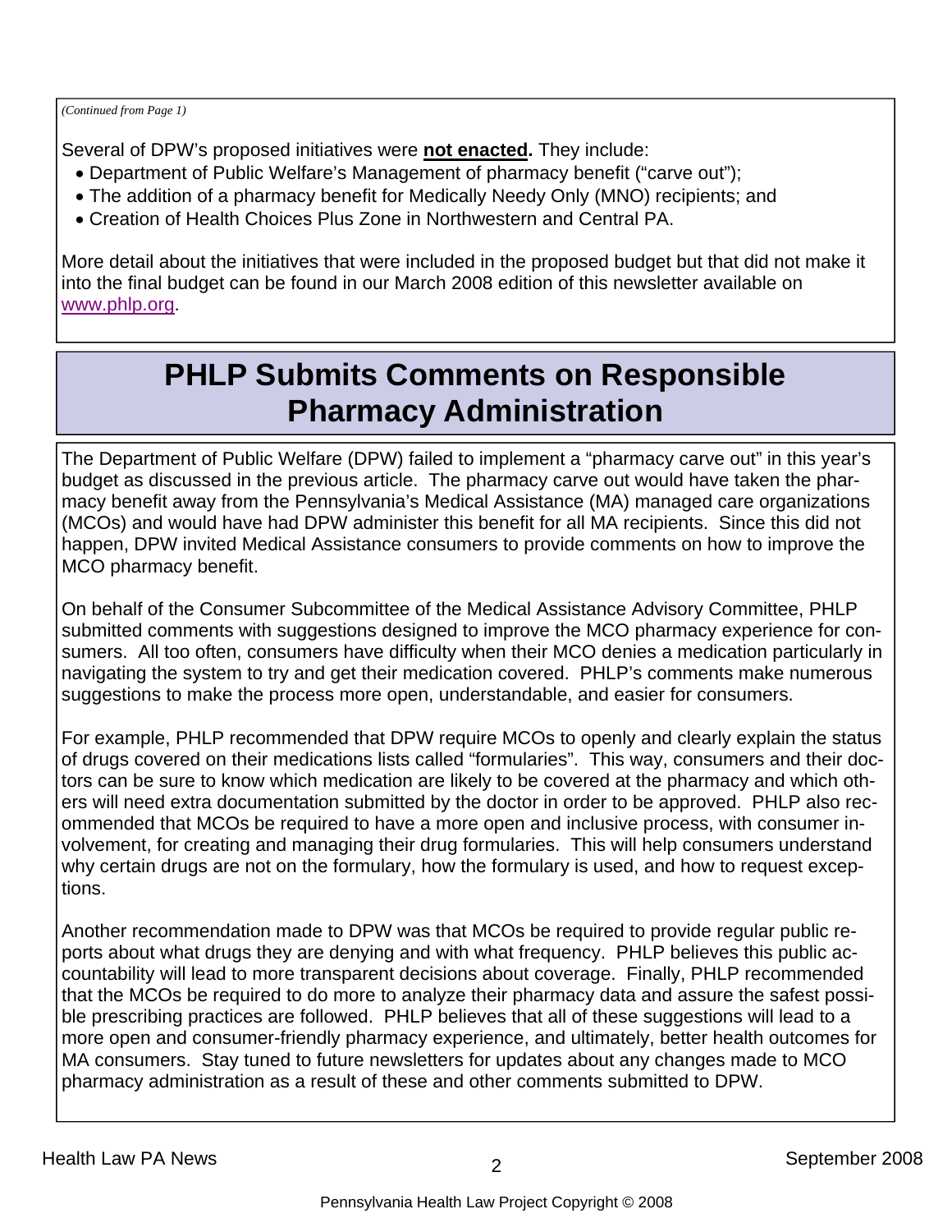*(Continued from Page 1)*

Several of DPW's proposed initiatives were **not enacted.** They include:

- Department of Public Welfare's Management of pharmacy benefit ("carve out");
- The addition of a pharmacy benefit for Medically Needy Only (MNO) recipients; and
- Creation of Health Choices Plus Zone in Northwestern and Central PA.

More detail about the initiatives that were included in the proposed budget but that did not make it into the final budget can be found in our March 2008 edition of this newsletter available on www.phlp.org.

# PHLP Submits Comments on Responsible Pharmacy Administration

The Department of Public Welfare (DPW) failed to implement a "pharmacy carve out" in this year's budget as discussed in the previous article. The pharmacy carve out would have taken the pharmacy benefit away from the Pennsylvania's Medical Assistance (MA) managed care organizations (MCOs) and would have had DPW administer this benefit for all MA recipients. Since this did not happen, DPW invited Medical Assistance consumers to provide comments on how to improve the MCO pharmacy benefit.

On behalf of the Consumer Subcommittee of the Medical Assistance Advisory Committee, PHLP submitted comments with suggestions designed to improve the MCO pharmacy experience for consumers. All too often, consumers have difficulty when their MCO denies a medication particularly in navigating the system to try and get their medication covered. PHLP's comments make numerous suggestions to make the process more open, understandable, and easier for consumers.

For example, PHLP recommended that DPW require MCOs to openly and clearly explain the status of drugs covered on their medications lists called "formularies". This way, consumers and their doctors can be sure to know which medication are likely to be covered at the pharmacy and which others will need extra documentation submitted by the doctor in order to be approved. PHLP also recommended that MCOs be required to have a more open and inclusive process, with consumer involvement, for creating and managing their drug formularies. This will help consumers understand why certain drugs are not on the formulary, how the formulary is used, and how to request exceptions.

Another recommendation made to DPW was that MCOs be required to provide regular public reports about what drugs they are denying and with what frequency. PHLP believes this public accountability will lead to more transparent decisions about coverage. Finally, PHLP recommended that the MCOs be required to do more to analyze their pharmacy data and assure the safest possible prescribing practices are followed. PHLP believes that all of these suggestions will lead to a more open and consumer-friendly pharmacy experience, and ultimately, better health outcomes for MA consumers. Stay tuned to future newsletters for updates about any changes made to MCO pharmacy administration as a result of these and other comments submitted to DPW.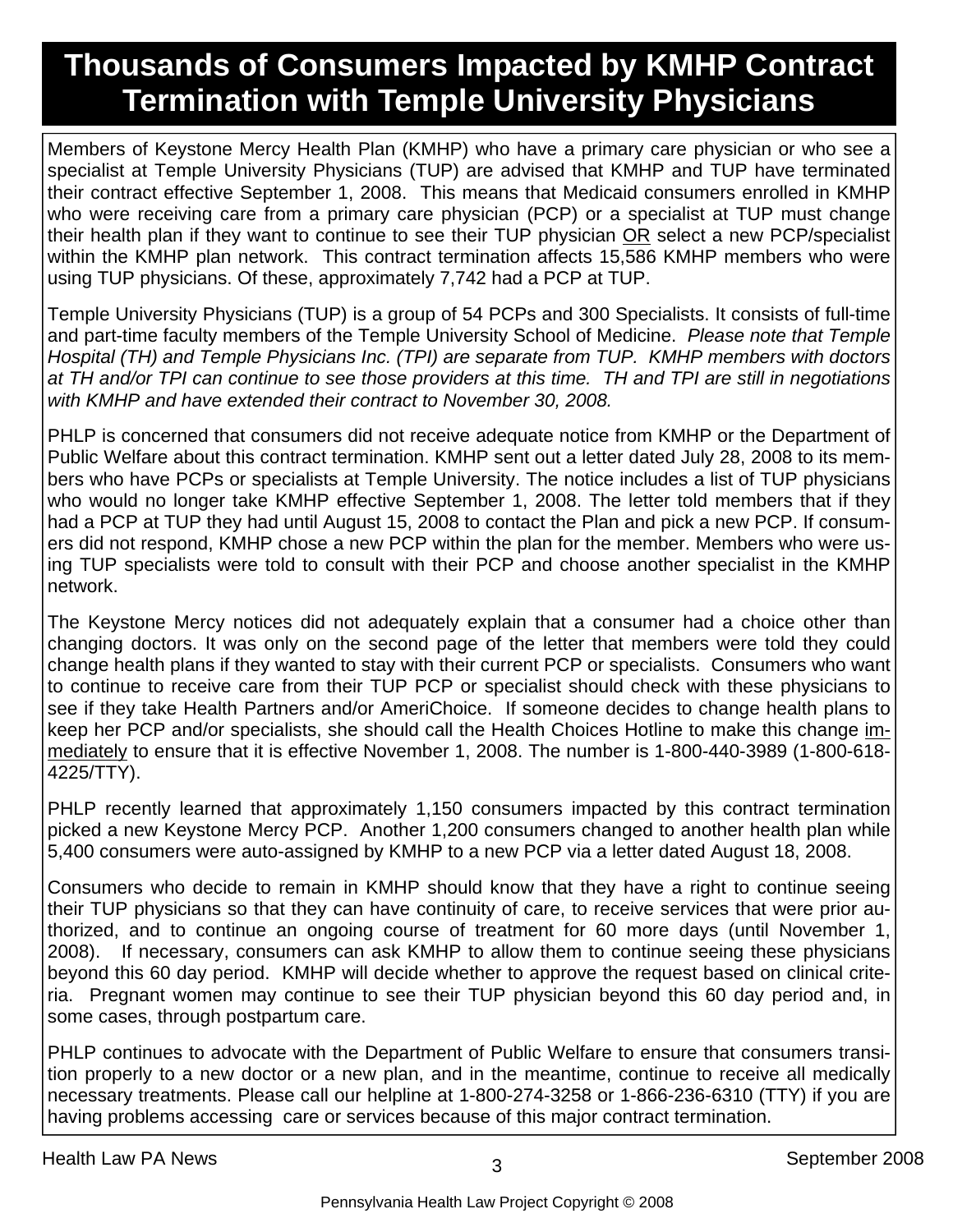# Thousands of Consumers Impacted by KMHP Contract Termination with Temple University Physicians

Members of Keystone Mercy Health Plan (KMHP) who have a primary care physician or who see a specialist at Temple University Physicians (TUP) are advised that KMHP and TUP have terminated their contract effective September 1, 2008. This means that Medicaid consumers enrolled in KMHP who were receiving care from a primary care physician (PCP) or a specialist at TUP must change their health plan if they want to continue to see their TUP physician <u>OR</u> select a new PCP/specialist within the KMHP plan network. This contract termination affects 15,586 KMHP members who were using TUP physicians. Of these, approximately 7,742 had a PCP at TUP.

Temple University Physicians (TUP) is a group of 54 PCPs and 300 Specialists. It consists of full-time and part-time faculty members of the Temple University School of Medicine. *Please note that Temple Hospital (TH) and Temple Physicians Inc. (TPI) are separate from TUP. KMHP members with doctors at TH and/or TPI can continue to see those providers at this time. TH and TPI are still in negotiations with KMHP and have extended their contract to November 30, 2008.*

PHLP is concerned that consumers did not receive adequate notice from KMHP or the Department of Public Welfare about this contract termination. KMHP sent out a letter dated July 28, 2008 to its members who have PCPs or specialists at Temple University. The notice includes a list of TUP physicians who would no longer take KMHP effective September 1, 2008. The letter told members that if they had a PCP at TUP they had until August 15, 2008 to contact the Plan and pick a new PCP. If consumers did not respond, KMHP chose a new PCP within the plan for the member. Members who were using TUP specialists were told to consult with their PCP and choose another specialist in the KMHP network.

The Keystone Mercy notices did not adequately explain that a consumer had a choice other than changing doctors. It was only on the second page of the letter that members were told they could change health plans if they wanted to stay with their current PCP or specialists. Consumers who want to continue to receive care from their TUP PCP or specialist should check with these physicians to see if they take Health Partners and/or AmeriChoice. If someone decides to change health plans to keep her PCP and/or specialists, she should call the Health Choices Hotline to make this change <u>immediately</u> to ensure that it is effective November 1, 2008. The number is 1-800-440-3989 (1-800-618-4225/TTY).

PHLP recently learned that approximately 1,150 consumers impacted by this contract termination picked a new Keystone Mercy PCP. Another 1,200 consumers changed to another health plan while 5,400 consumers were auto-assigned by KMHP to a new PCP via a letter dated August 18, 2008.

Consumers who decide to remain in KMHP should know that they have a right to continue seeing their TUP physicians so that they can have continuity of care, to receive services that were prior authorized, and to continue an ongoing course of treatment for 60 more days (until November 1, 2008). If necessary, consumers can ask KMHP to allow them to continue seeing these physicians beyond this 60 day period. KMHP will decide whether to approve the request based on clinical criteria. Pregnant women may continue to see their TUP physician beyond this 60 day period and, in some cases, through postpartum care.

PHLP continues to advocate with the Department of Public Welfare to ensure that consumers transition properly to a new doctor or a new plan, and in the meantime, continue to receive all medically necessary treatments. Please call our helpline at 1-800-274-3258 or 1-866-236-6310 (TTY) if you are having problems accessing care or services because of this major contract termination.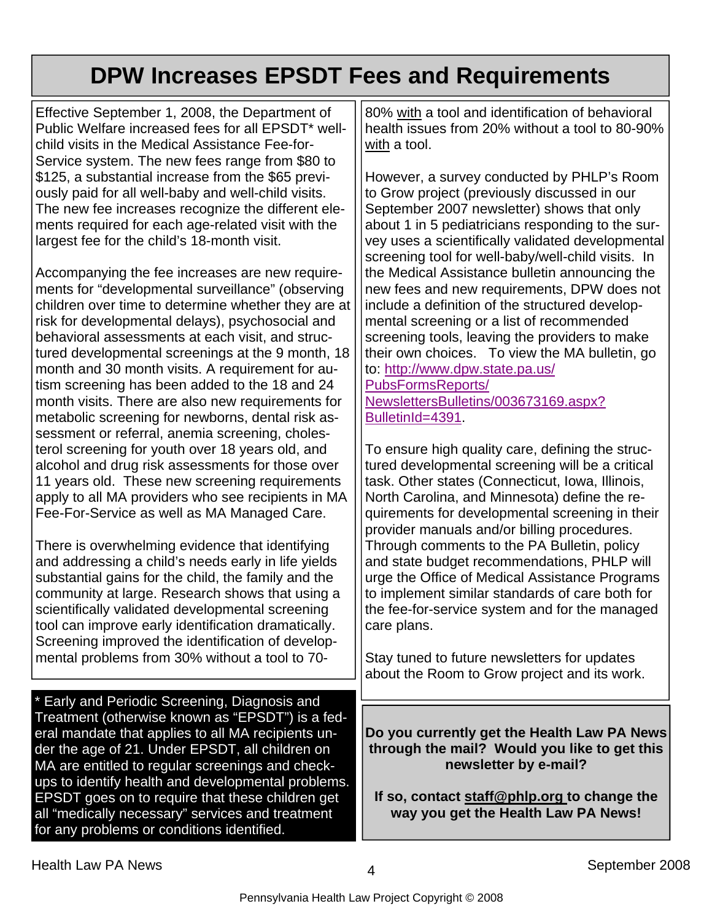# DPW Increases EPSDT Fees and Requirements

Effective September 1, 2008, the Department of Public Welfare increased fees for all EPSDT* well-child visits in the Medical Assistance Fee-for-Service system. The new fees range from $80 to $125, a substantial increase from the $65 previously paid for all well-baby and well-child visits. The new fee increases recognize the different elements required for each age-related visit with the largest fee for the child's 18-month visit.

Accompanying the fee increases are new requirements for "developmental surveillance" (observing children over time to determine whether they are at risk for developmental delays), psychosocial and behavioral assessments at each visit, and structured developmental screenings at the 9 month, 18 month and 30 month visits. A requirement for autism screening has been added to the 18 and 24 month visits. There are also new requirements for metabolic screening for newborns, dental risk assessment or referral, anemia screening, cholesterol screening for youth over 18 years old, and alcohol and drug risk assessments for those over 11 years old. These new screening requirements apply to all MA providers who see recipients in MA Fee-For-Service as well as MA Managed Care.

There is overwhelming evidence that identifying and addressing a child's needs early in life yields substantial gains for the child, the family and the community at large. Research shows that using a scientifically validated developmental screening tool can improve early identification dramatically. Screening improved the identification of developmental problems from 30% without a tool to 70-80% with a tool and identification of behavioral health issues from 20% without a tool to 80-90% with a tool.

However, a survey conducted by PHLP's Room to Grow project (previously discussed in our September 2007 newsletter) shows that only about 1 in 5 pediatricians responding to the survey uses a scientifically validated developmental screening tool for well-baby/well-child visits. In the Medical Assistance bulletin announcing the new fees and new requirements, DPW does not include a definition of the structured developmental screening or a list of recommended screening tools, leaving the providers to make their own choices. To view the MA bulletin, go to: http://www.dpw.state.pa.us/PubsFormsReports/NewslettersBulletins/003673169.aspx?BulletinId=4391.

To ensure high quality care, defining the structured developmental screening will be a critical task. Other states (Connecticut, Iowa, Illinois, North Carolina, and Minnesota) define the requirements for developmental screening in their provider manuals and/or billing procedures. Through comments to the PA Bulletin, policy and state budget recommendations, PHLP will urge the Office of Medical Assistance Programs to implement similar standards of care both for the fee-for-service system and for the managed care plans.

Stay tuned to future newsletters for updates about the Room to Grow project and its work.

* Early and Periodic Screening, Diagnosis and Treatment (otherwise known as "EPSDT") is a federal mandate that applies to all MA recipients under the age of 21. Under EPSDT, all children on MA are entitled to regular screenings and check-ups to identify health and developmental problems. EPSDT goes on to require that these children get all "medically necessary" services and treatment for any problems or conditions identified.

**Do you currently get the Health Law PA News through the mail? Would you like to get this newsletter by e-mail?**

**If so, contact staff@phlp.org to change the way you get the Health Law PA News!**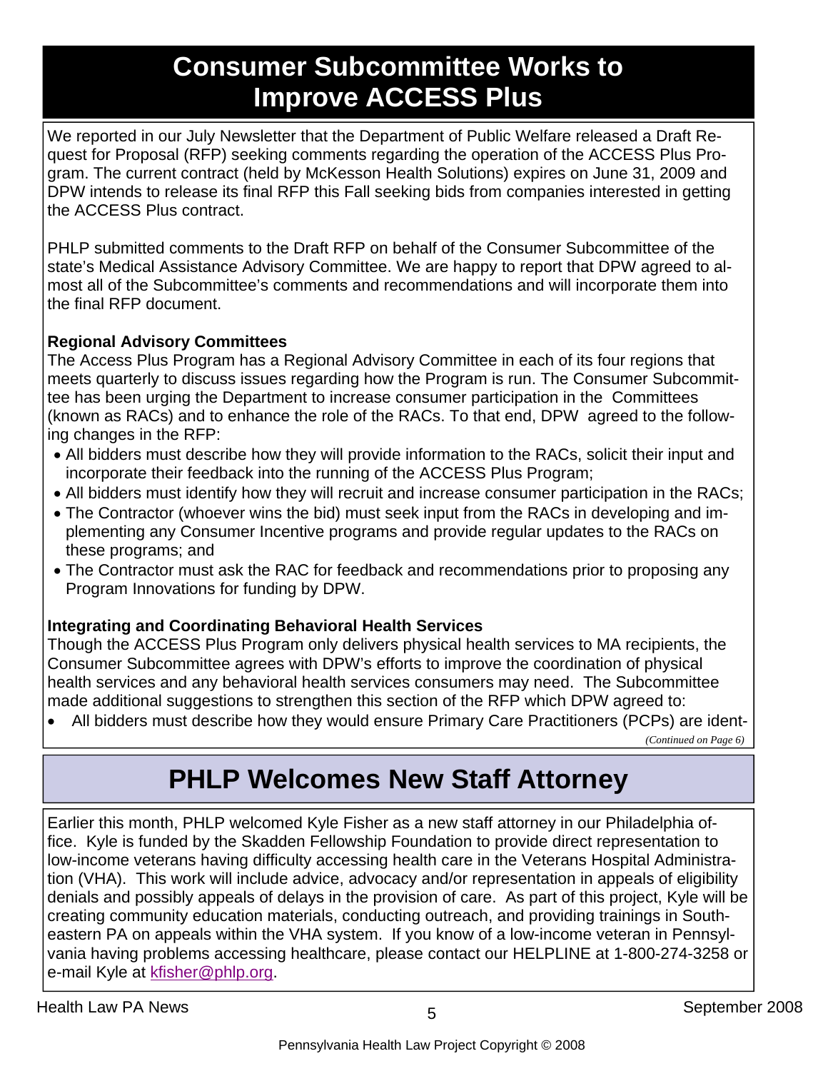## Consumer Subcommittee Works to Improve ACCESS Plus

We reported in our July Newsletter that the Department of Public Welfare released a Draft Request for Proposal (RFP) seeking comments regarding the operation of the ACCESS Plus Program. The current contract (held by McKesson Health Solutions) expires on June 31, 2009 and DPW intends to release its final RFP this Fall seeking bids from companies interested in getting the ACCESS Plus contract.

PHLP submitted comments to the Draft RFP on behalf of the Consumer Subcommittee of the state's Medical Assistance Advisory Committee. We are happy to report that DPW agreed to almost all of the Subcommittee's comments and recommendations and will incorporate them into the final RFP document.

**Regional Advisory Committees**

The Access Plus Program has a Regional Advisory Committee in each of its four regions that meets quarterly to discuss issues regarding how the Program is run. The Consumer Subcommittee has been urging the Department to increase consumer participation in the Committees (known as RACs) and to enhance the role of the RACs. To that end, DPW agreed to the following changes in the RFP:

- All bidders must describe how they will provide information to the RACs, solicit their input and incorporate their feedback into the running of the ACCESS Plus Program;
- All bidders must identify how they will recruit and increase consumer participation in the RACs;
- The Contractor (whoever wins the bid) must seek input from the RACs in developing and implementing any Consumer Incentive programs and provide regular updates to the RACs on these programs; and
- The Contractor must ask the RAC for feedback and recommendations prior to proposing any Program Innovations for funding by DPW.

**Integrating and Coordinating Behavioral Health Services**

Though the ACCESS Plus Program only delivers physical health services to MA recipients, the Consumer Subcommittee agrees with DPW's efforts to improve the coordination of physical health services and any behavioral health services consumers may need. The Subcommittee made additional suggestions to strengthen this section of the RFP which DPW agreed to:

- All bidders must describe how they would ensure Primary Care Practitioners (PCPs) are ident-

*(Continued on Page 6)*

## PHLP Welcomes New Staff Attorney

Earlier this month, PHLP welcomed Kyle Fisher as a new staff attorney in our Philadelphia office. Kyle is funded by the Skadden Fellowship Foundation to provide direct representation to low-income veterans having difficulty accessing health care in the Veterans Hospital Administration (VHA). This work will include advice, advocacy and/or representation in appeals of eligibility denials and possibly appeals of delays in the provision of care. As part of this project, Kyle will be creating community education materials, conducting outreach, and providing trainings in Southeastern PA on appeals within the VHA system. If you know of a low-income veteran in Pennsylvania having problems accessing healthcare, please contact our HELPLINE at 1-800-274-3258 or e-mail Kyle at kfisher@phlp.org.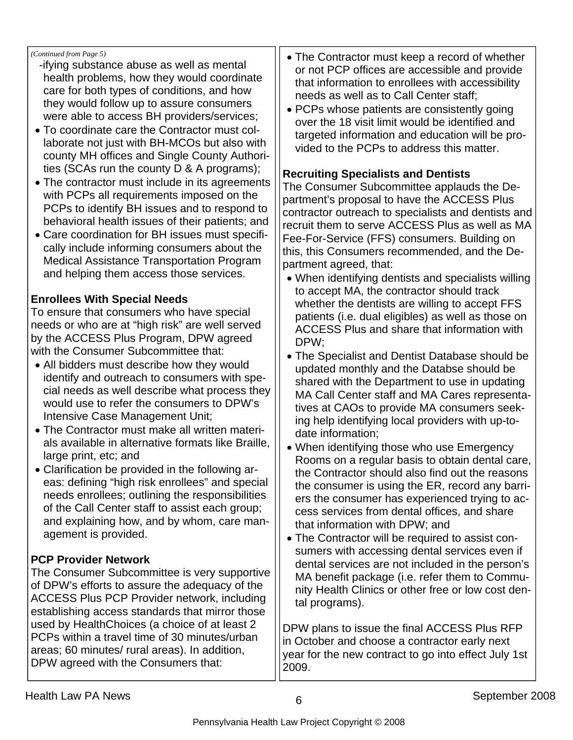*(Continued from Page 5)*

-ifying substance abuse as well as mental health problems, how they would coordinate care for both types of conditions, and how they would follow up to assure consumers were able to access BH providers/services;

- To coordinate care the Contractor must collaborate not just with BH-MCOs but also with county MH offices and Single County Authorities (SCAs run the county D & A programs);
- The contractor must include in its agreements with PCPs all requirements imposed on the PCPs to identify BH issues and to respond to behavioral health issues of their patients; and
- Care coordination for BH issues must specifically include informing consumers about the Medical Assistance Transportation Program and helping them access those services.

**Enrollees With Special Needs**

To ensure that consumers who have special needs or who are at "high risk" are well served by the ACCESS Plus Program, DPW agreed with the Consumer Subcommittee that:

- All bidders must describe how they would identify and outreach to consumers with special needs as well describe what process they would use to refer the consumers to DPW's Intensive Case Management Unit;
- The Contractor must make all written materials available in alternative formats like Braille, large print, etc; and
- Clarification be provided in the following areas: defining "high risk enrollees" and special needs enrollees; outlining the responsibilities of the Call Center staff to assist each group; and explaining how, and by whom, care management is provided.

**PCP Provider Network**

The Consumer Subcommittee is very supportive of DPW's efforts to assure the adequacy of the ACCESS Plus PCP Provider network, including establishing access standards that mirror those used by HealthChoices (a choice of at least 2 PCPs within a travel time of 30 minutes/urban areas; 60 minutes/ rural areas). In addition, DPW agreed with the Consumers that:

- The Contractor must keep a record of whether or not PCP offices are accessible and provide that information to enrollees with accessibility needs as well as to Call Center staff;
- PCPs whose patients are consistently going over the 18 visit limit would be identified and targeted information and education will be provided to the PCPs to address this matter.

**Recruiting Specialists and Dentists**

The Consumer Subcommittee applauds the Department's proposal to have the ACCESS Plus contractor outreach to specialists and dentists and recruit them to serve ACCESS Plus as well as MA Fee-For-Service (FFS) consumers. Building on this, this Consumers recommended, and the Department agreed, that:

- When identifying dentists and specialists willing to accept MA, the contractor should track whether the dentists are willing to accept FFS patients (i.e. dual eligibles) as well as those on ACCESS Plus and share that information with DPW;
- The Specialist and Dentist Database should be updated monthly and the Databse should be shared with the Department to use in updating MA Call Center staff and MA Cares representatives at CAOs to provide MA consumers seeking help identifying local providers with up-to-date information;
- When identifying those who use Emergency Rooms on a regular basis to obtain dental care, the Contractor should also find out the reasons the consumer is using the ER, record any barriers the consumer has experienced trying to access services from dental offices, and share that information with DPW; and
- The Contractor will be required to assist consumers with accessing dental services even if dental services are not included in the person's MA benefit package (i.e. refer them to Community Health Clinics or other free or low cost dental programs).

DPW plans to issue the final ACCESS Plus RFP in October and choose a contractor early next year for the new contract to go into effect July 1st 2009.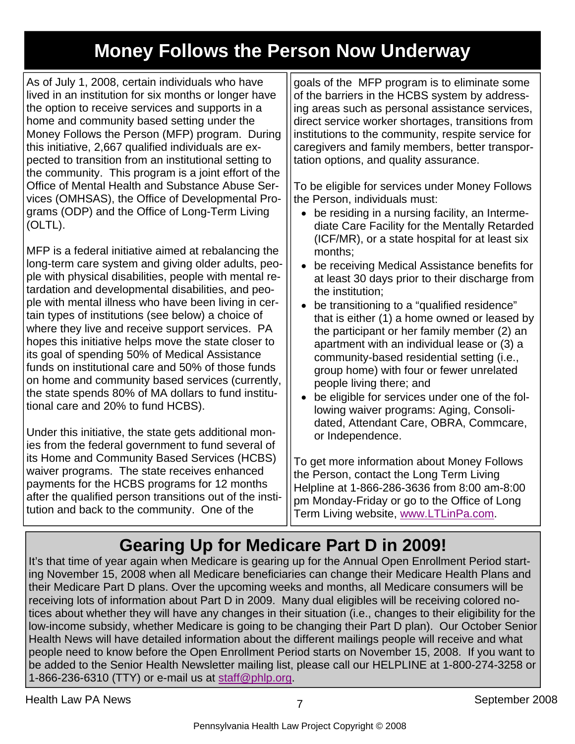# Money Follows the Person Now Underway

As of July 1, 2008, certain individuals who have lived in an institution for six months or longer have the option to receive services and supports in a home and community based setting under the Money Follows the Person (MFP) program. During this initiative, 2,667 qualified individuals are expected to transition from an institutional setting to the community. This program is a joint effort of the Office of Mental Health and Substance Abuse Services (OMHSAS), the Office of Developmental Programs (ODP) and the Office of Long-Term Living (OLTL).

MFP is a federal initiative aimed at rebalancing the long-term care system and giving older adults, people with physical disabilities, people with mental retardation and developmental disabilities, and people with mental illness who have been living in certain types of institutions (see below) a choice of where they live and receive support services. PA hopes this initiative helps move the state closer to its goal of spending 50% of Medical Assistance funds on institutional care and 50% of those funds on home and community based services (currently, the state spends 80% of MA dollars to fund institutional care and 20% to fund HCBS).

Under this initiative, the state gets additional monies from the federal government to fund several of its Home and Community Based Services (HCBS) waiver programs. The state receives enhanced payments for the HCBS programs for 12 months after the qualified person transitions out of the institution and back to the community. One of the goals of the MFP program is to eliminate some of the barriers in the HCBS system by addressing areas such as personal assistance services, direct service worker shortages, transitions from institutions to the community, respite service for caregivers and family members, better transportation options, and quality assurance.

To be eligible for services under Money Follows the Person, individuals must:

- be residing in a nursing facility, an Intermediate Care Facility for the Mentally Retarded (ICF/MR), or a state hospital for at least six months;
- be receiving Medical Assistance benefits for at least 30 days prior to their discharge from the institution;
- be transitioning to a "qualified residence" that is either (1) a home owned or leased by the participant or her family member (2) an apartment with an individual lease or (3) a community-based residential setting (i.e., group home) with four or fewer unrelated people living there; and
- be eligible for services under one of the following waiver programs: Aging, Consolidated, Attendant Care, OBRA, Commcare, or Independence.

To get more information about Money Follows the Person, contact the Long Term Living Helpline at 1-866-286-3636 from 8:00 am-8:00 pm Monday-Friday or go to the Office of Long Term Living website, www.LTLinPa.com.

# Gearing Up for Medicare Part D in 2009!

It's that time of year again when Medicare is gearing up for the Annual Open Enrollment Period starting November 15, 2008 when all Medicare beneficiaries can change their Medicare Health Plans and their Medicare Part D plans. Over the upcoming weeks and months, all Medicare consumers will be receiving lots of information about Part D in 2009. Many dual eligibles will be receiving colored notices about whether they will have any changes in their situation (i.e., changes to their eligibility for the low-income subsidy, whether Medicare is going to be changing their Part D plan). Our October Senior Health News will have detailed information about the different mailings people will receive and what people need to know before the Open Enrollment Period starts on November 15, 2008. If you want to be added to the Senior Health Newsletter mailing list, please call our HELPLINE at 1-800-274-3258 or 1-866-236-6310 (TTY) or e-mail us at staff@phlp.org.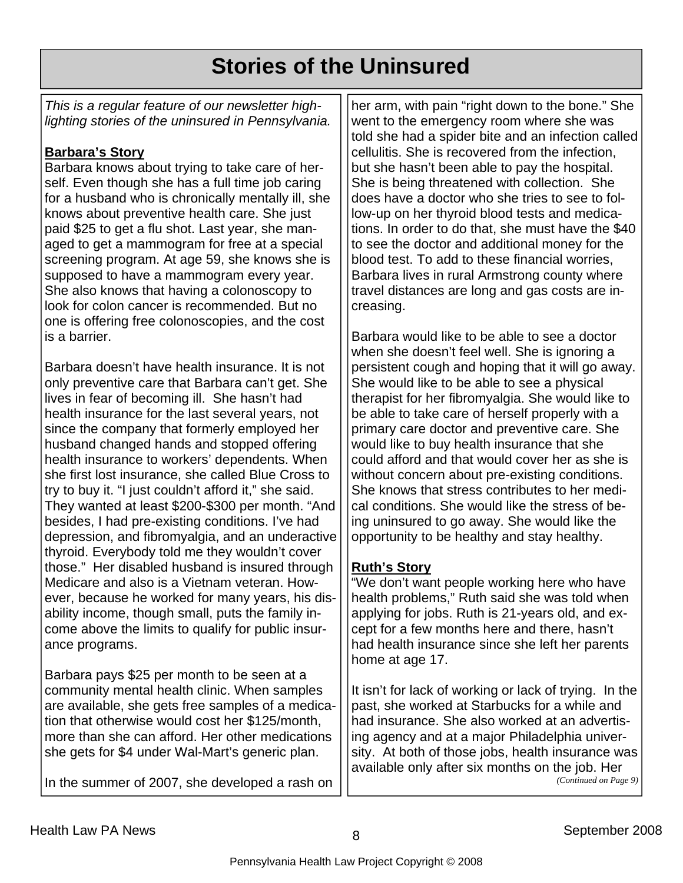# Stories of the Uninsured

*This is a regular feature of our newsletter highlighting stories of the uninsured in Pennsylvania.*

**Barbara's Story**

Barbara knows about trying to take care of herself. Even though she has a full time job caring for a husband who is chronically mentally ill, she knows about preventive health care. She just paid $25 to get a flu shot. Last year, she managed to get a mammogram for free at a special screening program. At age 59, she knows she is supposed to have a mammogram every year. She also knows that having a colonoscopy to look for colon cancer is recommended. But no one is offering free colonoscopies, and the cost is a barrier.

Barbara doesn't have health insurance. It is not only preventive care that Barbara can't get. She lives in fear of becoming ill. She hasn't had health insurance for the last several years, not since the company that formerly employed her husband changed hands and stopped offering health insurance to workers' dependents. When she first lost insurance, she called Blue Cross to try to buy it. "I just couldn't afford it," she said. They wanted at least $200-$300 per month. "And besides, I had pre-existing conditions. I've had depression, and fibromyalgia, and an underactive thyroid. Everybody told me they wouldn't cover those." Her disabled husband is insured through Medicare and also is a Vietnam veteran. However, because he worked for many years, his disability income, though small, puts the family income above the limits to qualify for public insurance programs.

Barbara pays $25 per month to be seen at a community mental health clinic. When samples are available, she gets free samples of a medication that otherwise would cost her $125/month, more than she can afford. Her other medications she gets for $4 under Wal-Mart's generic plan.

In the summer of 2007, she developed a rash on her arm, with pain "right down to the bone." She went to the emergency room where she was told she had a spider bite and an infection called cellulitis. She is recovered from the infection, but she hasn't been able to pay the hospital. She is being threatened with collection. She does have a doctor who she tries to see to follow-up on her thyroid blood tests and medications. In order to do that, she must have the $40 to see the doctor and additional money for the blood test. To add to these financial worries, Barbara lives in rural Armstrong county where travel distances are long and gas costs are increasing.

Barbara would like to be able to see a doctor when she doesn't feel well. She is ignoring a persistent cough and hoping that it will go away. She would like to be able to see a physical therapist for her fibromyalgia. She would like to be able to take care of herself properly with a primary care doctor and preventive care. She would like to buy health insurance that she could afford and that would cover her as she is without concern about pre-existing conditions. She knows that stress contributes to her medical conditions. She would like the stress of being uninsured to go away. She would like the opportunity to be healthy and stay healthy.

**Ruth's Story**

"We don't want people working here who have health problems," Ruth said she was told when applying for jobs. Ruth is 21-years old, and except for a few months here and there, hasn't had health insurance since she left her parents home at age 17.

It isn't for lack of working or lack of trying. In the past, she worked at Starbucks for a while and had insurance. She also worked at an advertising agency and at a major Philadelphia university. At both of those jobs, health insurance was available only after six months on the job. Her

*(Continued on Page 9)*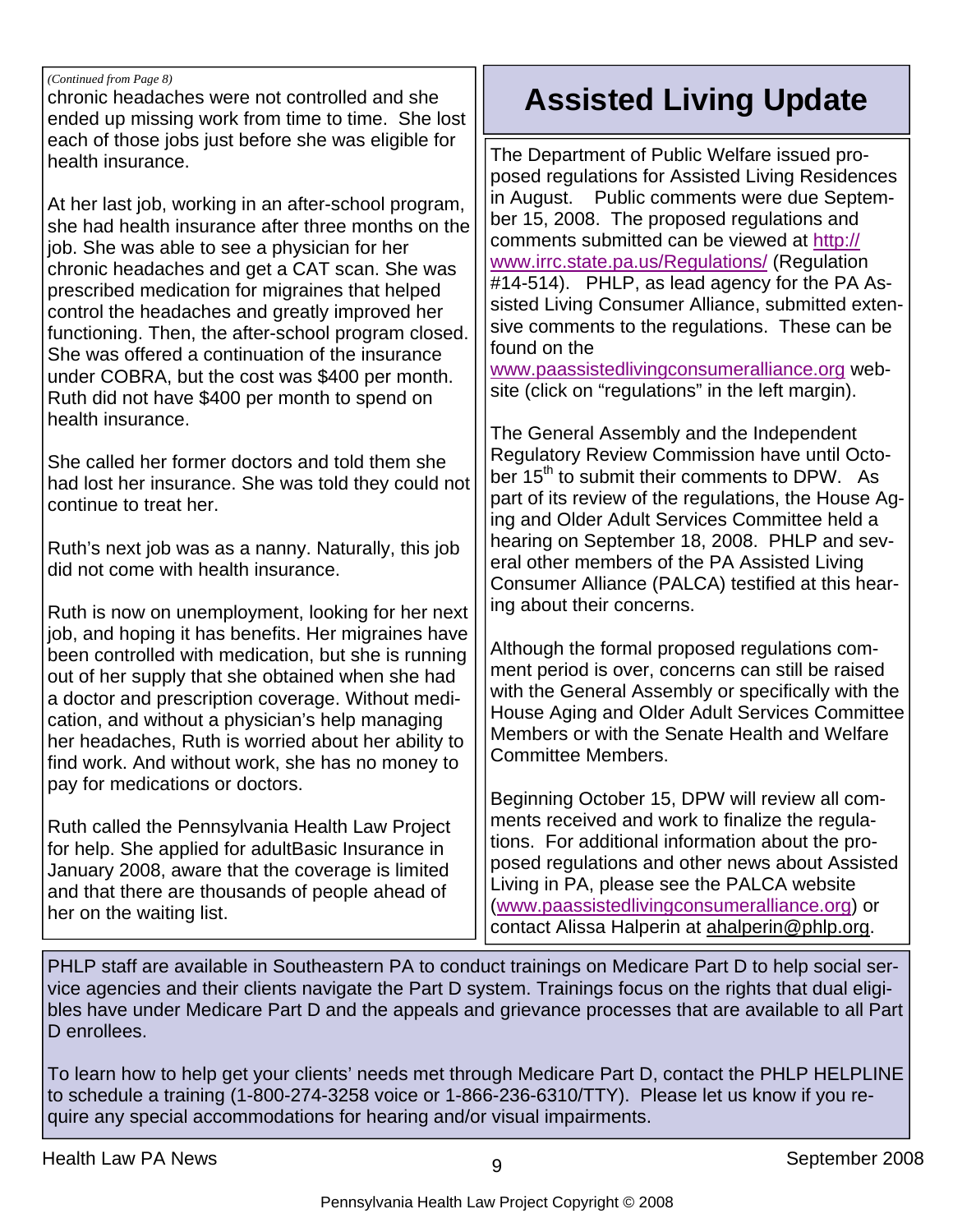*(Continued from Page 8)*

chronic headaches were not controlled and she ended up missing work from time to time. She lost each of those jobs just before she was eligible for health insurance.

At her last job, working in an after-school program, she had health insurance after three months on the job. She was able to see a physician for her chronic headaches and get a CAT scan. She was prescribed medication for migraines that helped control the headaches and greatly improved her functioning. Then, the after-school program closed. She was offered a continuation of the insurance under COBRA, but the cost was $400 per month. Ruth did not have $400 per month to spend on health insurance.

She called her former doctors and told them she had lost her insurance. She was told they could not continue to treat her.

Ruth's next job was as a nanny. Naturally, this job did not come with health insurance.

Ruth is now on unemployment, looking for her next job, and hoping it has benefits. Her migraines have been controlled with medication, but she is running out of her supply that she obtained when she had a doctor and prescription coverage. Without medication, and without a physician's help managing her headaches, Ruth is worried about her ability to find work. And without work, she has no money to pay for medications or doctors.

Ruth called the Pennsylvania Health Law Project for help. She applied for adultBasic Insurance in January 2008, aware that the coverage is limited and that there are thousands of people ahead of her on the waiting list.

# Assisted Living Update

The Department of Public Welfare issued proposed regulations for Assisted Living Residences in August. Public comments were due September 15, 2008. The proposed regulations and comments submitted can be viewed at http://www.irrc.state.pa.us/Regulations/ (Regulation #14-514). PHLP, as lead agency for the PA Assisted Living Consumer Alliance, submitted extensive comments to the regulations. These can be found on the www.paassistedlivingconsumeralliance.org website (click on "regulations" in the left margin).

The General Assembly and the Independent Regulatory Review Commission have until October 15th to submit their comments to DPW. As part of its review of the regulations, the House Aging and Older Adult Services Committee held a hearing on September 18, 2008. PHLP and several other members of the PA Assisted Living Consumer Alliance (PALCA) testified at this hearing about their concerns.

Although the formal proposed regulations comment period is over, concerns can still be raised with the General Assembly or specifically with the House Aging and Older Adult Services Committee Members or with the Senate Health and Welfare Committee Members.

Beginning October 15, DPW will review all comments received and work to finalize the regulations. For additional information about the proposed regulations and other news about Assisted Living in PA, please see the PALCA website (www.paassistedlivingconsumeralliance.org) or contact Alissa Halperin at ahalperin@phlp.org.

PHLP staff are available in Southeastern PA to conduct trainings on Medicare Part D to help social service agencies and their clients navigate the Part D system. Trainings focus on the rights that dual eligibles have under Medicare Part D and the appeals and grievance processes that are available to all Part D enrollees.

To learn how to help get your clients' needs met through Medicare Part D, contact the PHLP HELPLINE to schedule a training (1-800-274-3258 voice or 1-866-236-6310/TTY). Please let us know if you require any special accommodations for hearing and/or visual impairments.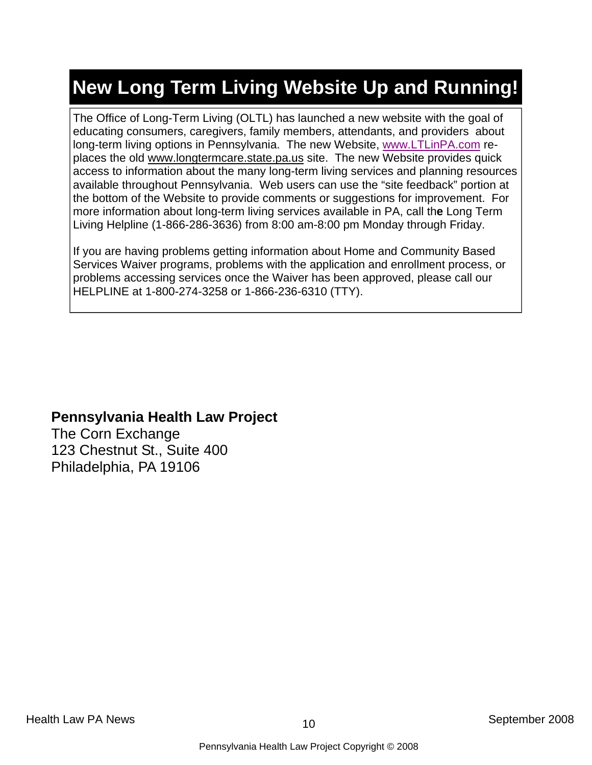## New Long Term Living Website Up and Running!

The Office of Long-Term Living (OLTL) has launched a new website with the goal of educating consumers, caregivers, family members, attendants, and providers about long-term living options in Pennsylvania. The new Website, www.LTLinPA.com replaces the old www.longtermcare.state.pa.us site. The new Website provides quick access to information about the many long-term living services and planning resources available throughout Pennsylvania. Web users can use the "site feedback" portion at the bottom of the Website to provide comments or suggestions for improvement. For more information about long-term living services available in PA, call the Long Term Living Helpline (1-866-286-3636) from 8:00 am-8:00 pm Monday through Friday.

If you are having problems getting information about Home and Community Based Services Waiver programs, problems with the application and enrollment process, or problems accessing services once the Waiver has been approved, please call our HELPLINE at 1-800-274-3258 or 1-866-236-6310 (TTY).

**Pennsylvania Health Law Project**
The Corn Exchange
123 Chestnut St., Suite 400
Philadelphia, PA 19106

Pennsylvania Health Law Project Copyright © 2008